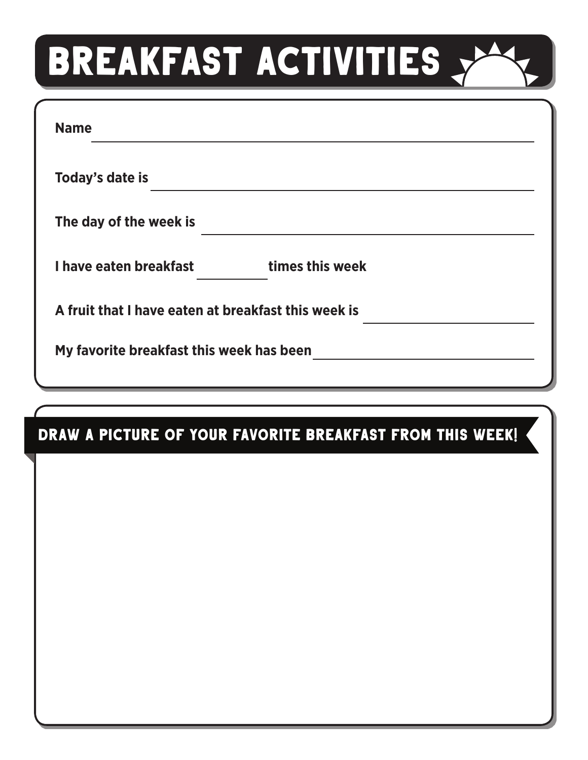# BREAKFAST ACTIVITIES

**Name** ______________________________

**Today's date is** ______________________________

**The day of the week is** ______________________________

**I have eaten breakfast** __________ **times this week**

**A fruit that I have eaten at breakfast this week is** ______________________________

**My favorite breakfast this week has been** ______________________________

## DRAW A PICTURE OF YOUR FAVORITE BREAKFAST FROM THIS WEEK!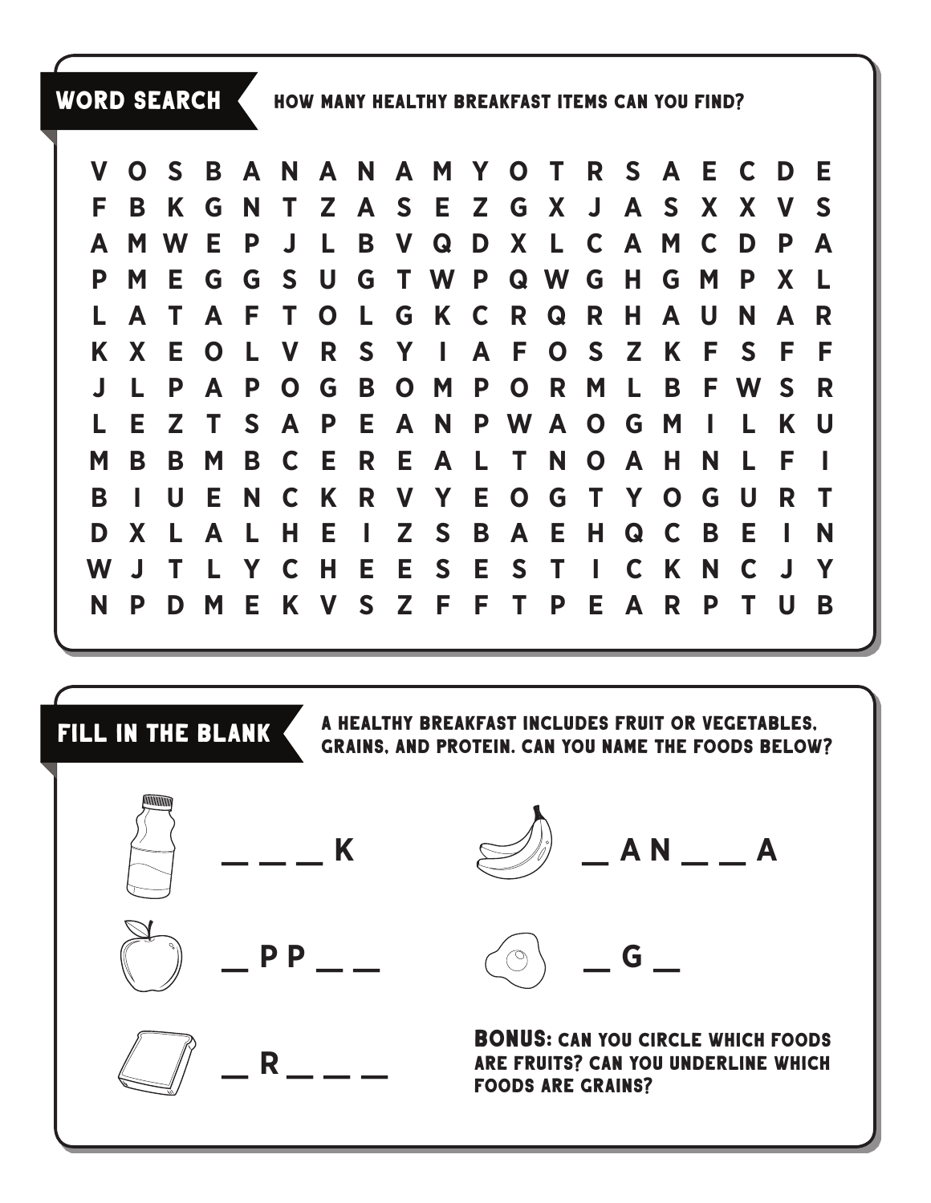## WORD SEARCH

HOW MANY HEALTHY BREAKFAST ITEMS CAN YOU FIND?

| | | | | | | | | | | | | | | | | | | | |
|---|---|---|---|---|---|---|---|---|---|---|---|---|---|---|---|---|---|---|---|
| V | O | S | B | A | N | A | N | A | M | Y | O | T | R | S | A | E | C | D | E |
| F | B | K | G | N | T | Z | A | S | E | Z | G | X | J | A | S | X | X | V | S |
| A | M | W | E | P | J | L | B | V | Q | D | X | L | C | A | M | C | D | P | A |
| P | M | E | G | G | S | U | G | T | W | P | Q | W | G | H | G | M | P | X | L |
| L | A | T | A | F | T | O | L | G | K | C | R | Q | R | H | A | U | N | A | R |
| K | X | E | O | L | V | R | S | Y | I | A | F | O | S | Z | K | F | S | F | F |
| J | L | P | A | P | O | G | B | O | M | P | O | R | M | L | B | F | W | S | R |
| L | E | Z | T | S | A | P | E | A | N | P | W | A | O | G | M | I | L | K | U |
| M | B | B | M | B | C | E | R | E | A | L | T | N | O | A | H | N | L | F | I |
| B | I | U | E | N | C | K | R | V | Y | E | O | G | T | Y | O | G | U | R | T |
| D | X | L | A | L | H | E | I | Z | S | B | A | E | H | Q | C | B | E | I | N |
| W | J | T | L | Y | C | H | E | E | S | E | S | T | I | C | K | N | C | J | Y |
| N | P | D | M | E | K | V | S | Z | F | F | T | P | E | A | R | P | T | U | B |

## FILL IN THE BLANK

A HEALTHY BREAKFAST INCLUDES FRUIT OR VEGETABLES, GRAINS, AND PROTEIN. CAN YOU NAME THE FOODS BELOW?

_ _ _ K

_ A N _ _ A

_ P P _ _

_ G _

_ R _ _ _

**BONUS:** CAN YOU CIRCLE WHICH FOODS ARE FRUITS? CAN YOU UNDERLINE WHICH FOODS ARE GRAINS?